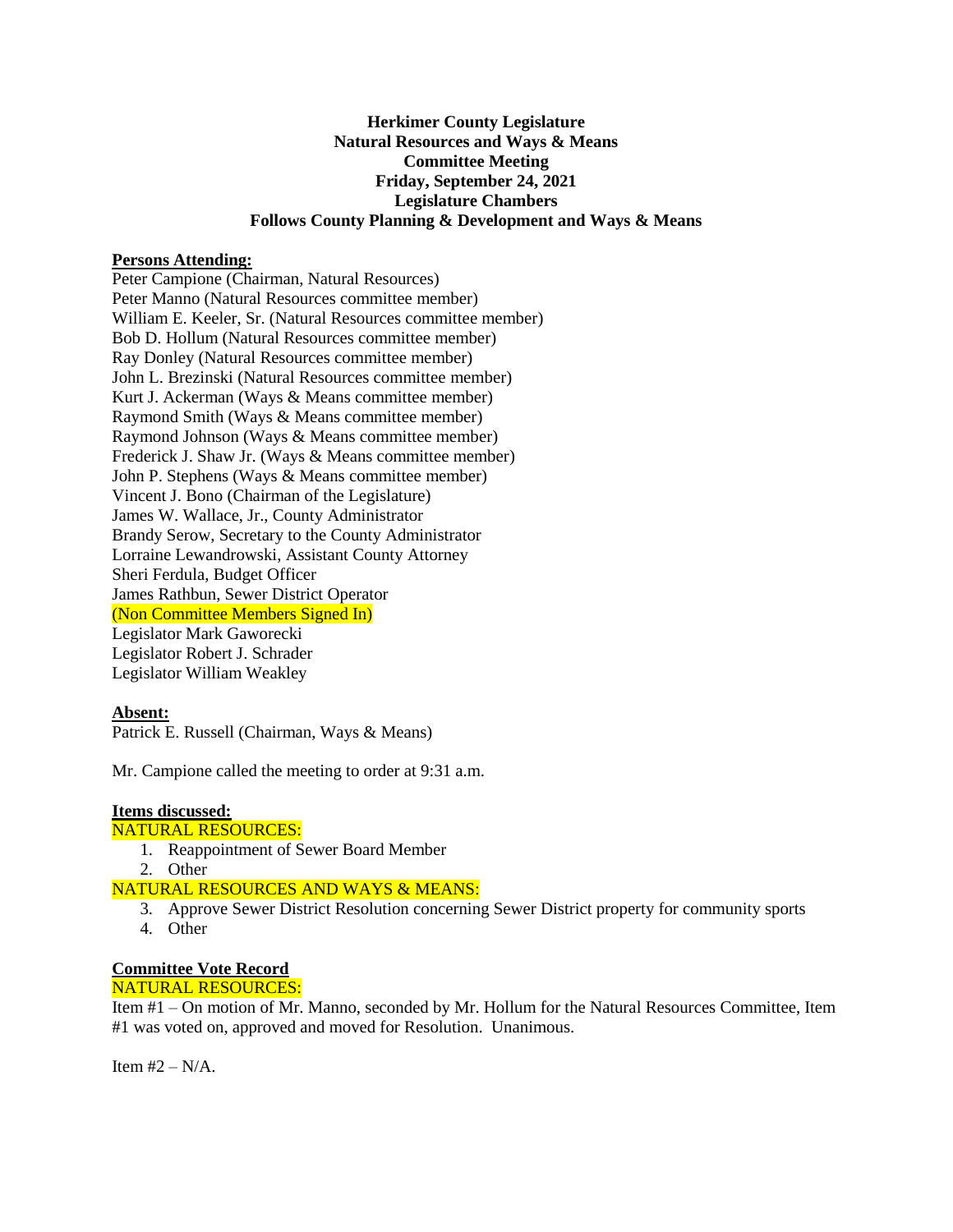**Herkimer County Legislature**
**Natural Resources and Ways & Means**
**Committee Meeting**
**Friday, September 24, 2021**
**Legislature Chambers**
**Follows County Planning & Development and Ways & Means**

**Persons Attending:**

Peter Campione (Chairman, Natural Resources)
Peter Manno (Natural Resources committee member)
William E. Keeler, Sr. (Natural Resources committee member)
Bob D. Hollum (Natural Resources committee member)
Ray Donley (Natural Resources committee member)
John L. Brezinski (Natural Resources committee member)
Kurt J. Ackerman (Ways & Means committee member)
Raymond Smith (Ways & Means committee member)
Raymond Johnson (Ways & Means committee member)
Frederick J. Shaw Jr. (Ways & Means committee member)
John P. Stephens (Ways & Means committee member)
Vincent J. Bono (Chairman of the Legislature)
James W. Wallace, Jr., County Administrator
Brandy Serow, Secretary to the County Administrator
Lorraine Lewandrowski, Assistant County Attorney
Sheri Ferdula, Budget Officer
James Rathbun, Sewer District Operator
(Non Committee Members Signed In)
Legislator Mark Gaworecki
Legislator Robert J. Schrader
Legislator William Weakley

**Absent:**

Patrick E. Russell (Chairman, Ways & Means)

Mr. Campione called the meeting to order at 9:31 a.m.

**Items discussed:**

NATURAL RESOURCES:

1. Reappointment of Sewer Board Member
2. Other

NATURAL RESOURCES AND WAYS & MEANS:

3. Approve Sewer District Resolution concerning Sewer District property for community sports
4. Other

**Committee Vote Record**

NATURAL RESOURCES:

Item #1 – On motion of Mr. Manno, seconded by Mr. Hollum for the Natural Resources Committee, Item #1 was voted on, approved and moved for Resolution. Unanimous.

Item #2 – N/A.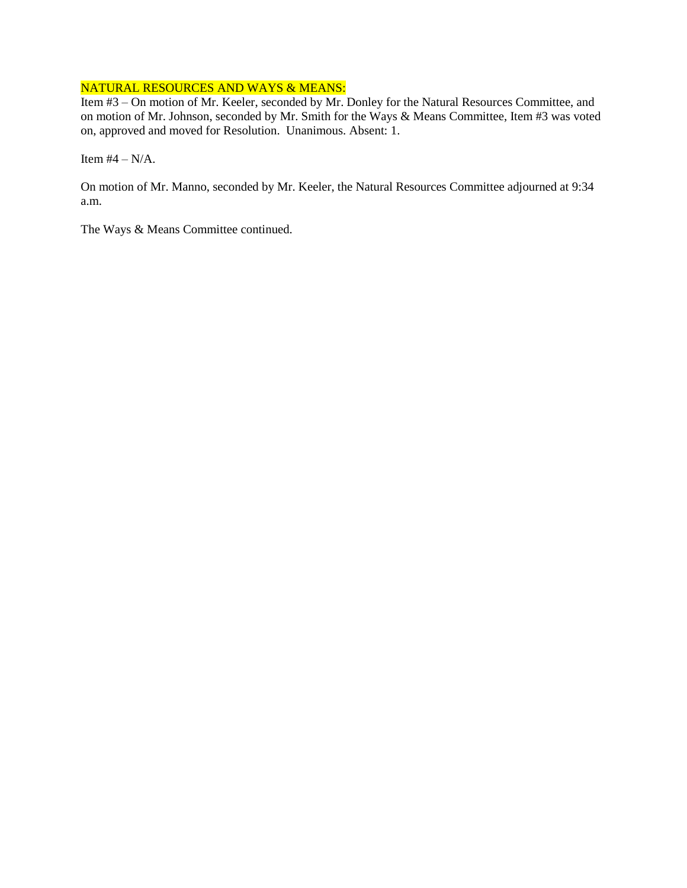NATURAL RESOURCES AND WAYS & MEANS:

Item #3 – On motion of Mr. Keeler, seconded by Mr. Donley for the Natural Resources Committee, and on motion of Mr. Johnson, seconded by Mr. Smith for the Ways & Means Committee, Item #3 was voted on, approved and moved for Resolution. Unanimous. Absent: 1.

Item #4 – N/A.

On motion of Mr. Manno, seconded by Mr. Keeler, the Natural Resources Committee adjourned at 9:34 a.m.

The Ways & Means Committee continued.